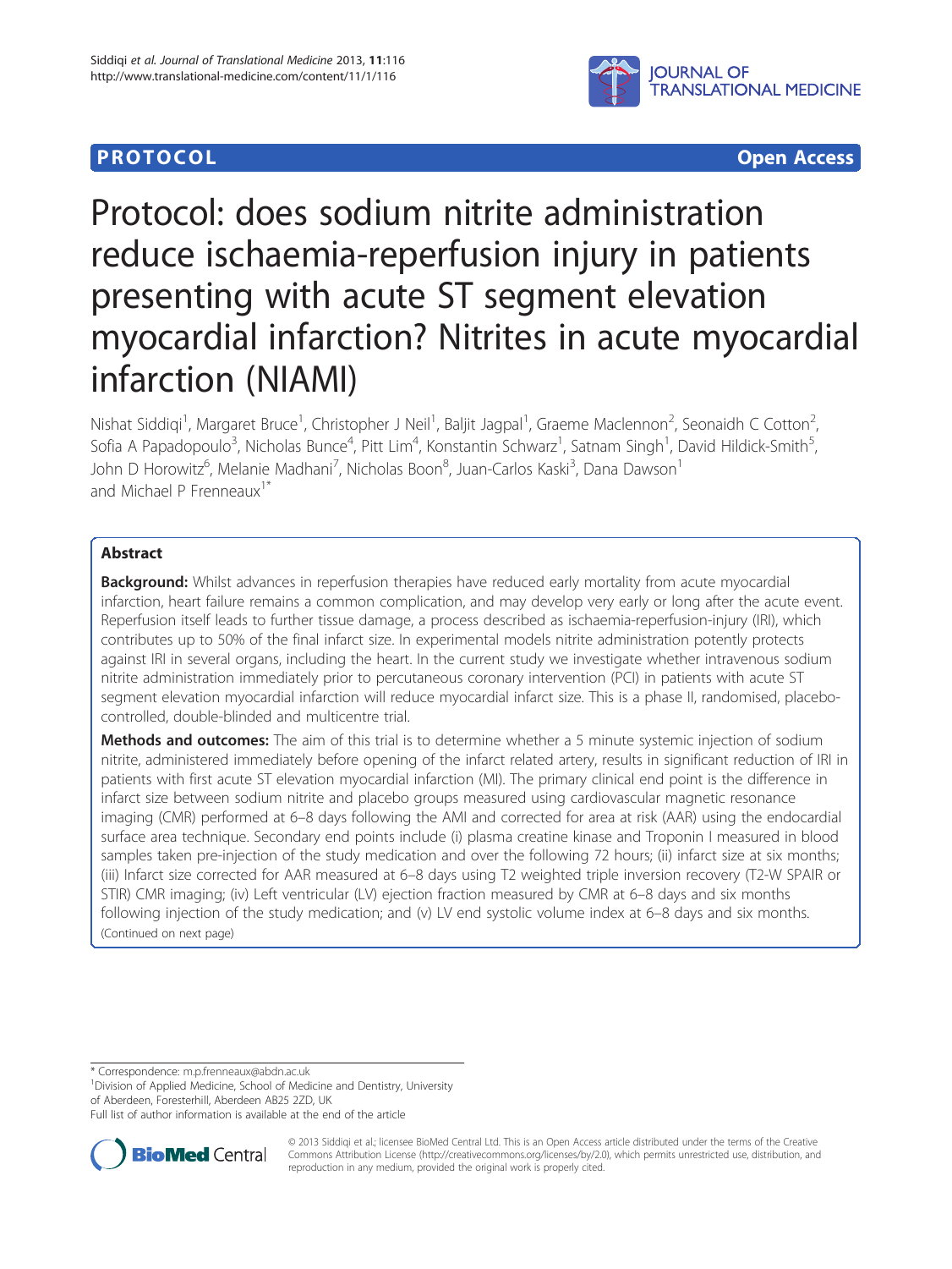**PROTOCOL** **Open Access**

# Protocol: does sodium nitrite administration reduce ischaemia-reperfusion injury in patients presenting with acute ST segment elevation myocardial infarction? Nitrites in acute myocardial infarction (NIAMI)

Nishat Siddiqi[1], Margaret Bruce[1], Christopher J Neil[1], Baljit Jagpal[1], Graeme Maclennon[2], Seonaidh C Cotton[2], Sofia A Papadopoulo[3], Nicholas Bunce[4], Pitt Lim[4], Konstantin Schwarz[1], Satnam Singh[1], David Hildick-Smith[5], John D Horowitz[6], Melanie Madhani[7], Nicholas Boon[8], Juan-Carlos Kaski[3], Dana Dawson[1] and Michael P Frenneaux[1*]

## Abstract

**Background:** Whilst advances in reperfusion therapies have reduced early mortality from acute myocardial infarction, heart failure remains a common complication, and may develop very early or long after the acute event. Reperfusion itself leads to further tissue damage, a process described as ischaemia-reperfusion-injury (IRI), which contributes up to 50% of the final infarct size. In experimental models nitrite administration potently protects against IRI in several organs, including the heart. In the current study we investigate whether intravenous sodium nitrite administration immediately prior to percutaneous coronary intervention (PCI) in patients with acute ST segment elevation myocardial infarction will reduce myocardial infarct size. This is a phase II, randomised, placebo-controlled, double-blinded and multicentre trial.

**Methods and outcomes:** The aim of this trial is to determine whether a 5 minute systemic injection of sodium nitrite, administered immediately before opening of the infarct related artery, results in significant reduction of IRI in patients with first acute ST elevation myocardial infarction (MI). The primary clinical end point is the difference in infarct size between sodium nitrite and placebo groups measured using cardiovascular magnetic resonance imaging (CMR) performed at 6–8 days following the AMI and corrected for area at risk (AAR) using the endocardial surface area technique. Secondary end points include (i) plasma creatine kinase and Troponin I measured in blood samples taken pre-injection of the study medication and over the following 72 hours; (ii) infarct size at six months; (iii) Infarct size corrected for AAR measured at 6–8 days using T2 weighted triple inversion recovery (T2-W SPAIR or STIR) CMR imaging; (iv) Left ventricular (LV) ejection fraction measured by CMR at 6–8 days and six months following injection of the study medication; and (v) LV end systolic volume index at 6–8 days and six months.

(Continued on next page)

\* Correspondence: m.p.frenneaux@abdn.ac.uk

[1]Division of Applied Medicine, School of Medicine and Dentistry, University of Aberdeen, Foresterhill, Aberdeen AB25 2ZD, UK

Full list of author information is available at the end of the article

© 2013 Siddiqi et al.; licensee BioMed Central Ltd. This is an Open Access article distributed under the terms of the Creative Commons Attribution License (http://creativecommons.org/licenses/by/2.0), which permits unrestricted use, distribution, and reproduction in any medium, provided the original work is properly cited.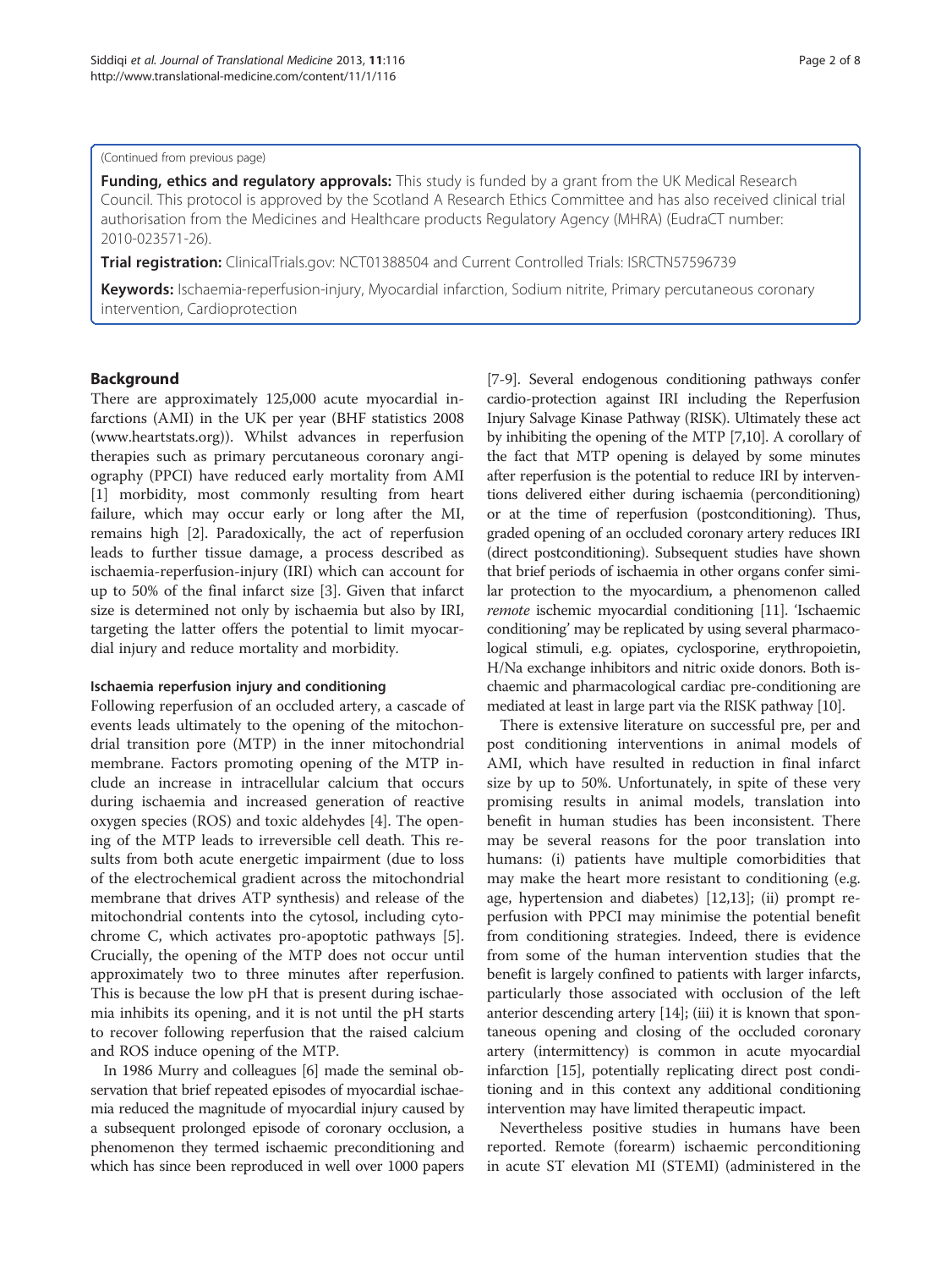(Continued from previous page)

**Funding, ethics and regulatory approvals:** This study is funded by a grant from the UK Medical Research Council. This protocol is approved by the Scotland A Research Ethics Committee and has also received clinical trial authorisation from the Medicines and Healthcare products Regulatory Agency (MHRA) (EudraCT number: 2010-023571-26).

**Trial registration:** ClinicalTrials.gov: NCT01388504 and Current Controlled Trials: ISRCTN57596739

**Keywords:** Ischaemia-reperfusion-injury, Myocardial infarction, Sodium nitrite, Primary percutaneous coronary intervention, Cardioprotection

## Background

There are approximately 125,000 acute myocardial infarctions (AMI) in the UK per year (BHF statistics 2008 (www.heartstats.org)). Whilst advances in reperfusion therapies such as primary percutaneous coronary angiography (PPCI) have reduced early mortality from AMI [1] morbidity, most commonly resulting from heart failure, which may occur early or long after the MI, remains high [2]. Paradoxically, the act of reperfusion leads to further tissue damage, a process described as ischaemia-reperfusion-injury (IRI) which can account for up to 50% of the final infarct size [3]. Given that infarct size is determined not only by ischaemia but also by IRI, targeting the latter offers the potential to limit myocardial injury and reduce mortality and morbidity.

### Ischaemia reperfusion injury and conditioning

Following reperfusion of an occluded artery, a cascade of events leads ultimately to the opening of the mitochondrial transition pore (MTP) in the inner mitochondrial membrane. Factors promoting opening of the MTP include an increase in intracellular calcium that occurs during ischaemia and increased generation of reactive oxygen species (ROS) and toxic aldehydes [4]. The opening of the MTP leads to irreversible cell death. This results from both acute energetic impairment (due to loss of the electrochemical gradient across the mitochondrial membrane that drives ATP synthesis) and release of the mitochondrial contents into the cytosol, including cytochrome C, which activates pro-apoptotic pathways [5]. Crucially, the opening of the MTP does not occur until approximately two to three minutes after reperfusion. This is because the low pH that is present during ischaemia inhibits its opening, and it is not until the pH starts to recover following reperfusion that the raised calcium and ROS induce opening of the MTP.

In 1986 Murry and colleagues [6] made the seminal observation that brief repeated episodes of myocardial ischaemia reduced the magnitude of myocardial injury caused by a subsequent prolonged episode of coronary occlusion, a phenomenon they termed ischaemic preconditioning and which has since been reproduced in well over 1000 papers [7-9]. Several endogenous conditioning pathways confer cardio-protection against IRI including the Reperfusion Injury Salvage Kinase Pathway (RISK). Ultimately these act by inhibiting the opening of the MTP [7,10]. A corollary of the fact that MTP opening is delayed by some minutes after reperfusion is the potential to reduce IRI by interventions delivered either during ischaemia (perconditioning) or at the time of reperfusion (postconditioning). Thus, graded opening of an occluded coronary artery reduces IRI (direct postconditioning). Subsequent studies have shown that brief periods of ischaemia in other organs confer similar protection to the myocardium, a phenomenon called *remote* ischemic myocardial conditioning [11]. 'Ischaemic conditioning' may be replicated by using several pharmacological stimuli, e.g. opiates, cyclosporine, erythropoietin, H/Na exchange inhibitors and nitric oxide donors. Both ischaemic and pharmacological cardiac pre-conditioning are mediated at least in large part via the RISK pathway [10].

There is extensive literature on successful pre, per and post conditioning interventions in animal models of AMI, which have resulted in reduction in final infarct size by up to 50%. Unfortunately, in spite of these very promising results in animal models, translation into benefit in human studies has been inconsistent. There may be several reasons for the poor translation into humans: (i) patients have multiple comorbidities that may make the heart more resistant to conditioning (e.g. age, hypertension and diabetes) [12,13]; (ii) prompt reperfusion with PPCI may minimise the potential benefit from conditioning strategies. Indeed, there is evidence from some of the human intervention studies that the benefit is largely confined to patients with larger infarcts, particularly those associated with occlusion of the left anterior descending artery [14]; (iii) it is known that spontaneous opening and closing of the occluded coronary artery (intermittency) is common in acute myocardial infarction [15], potentially replicating direct post conditioning and in this context any additional conditioning intervention may have limited therapeutic impact.

Nevertheless positive studies in humans have been reported. Remote (forearm) ischaemic perconditioning in acute ST elevation MI (STEMI) (administered in the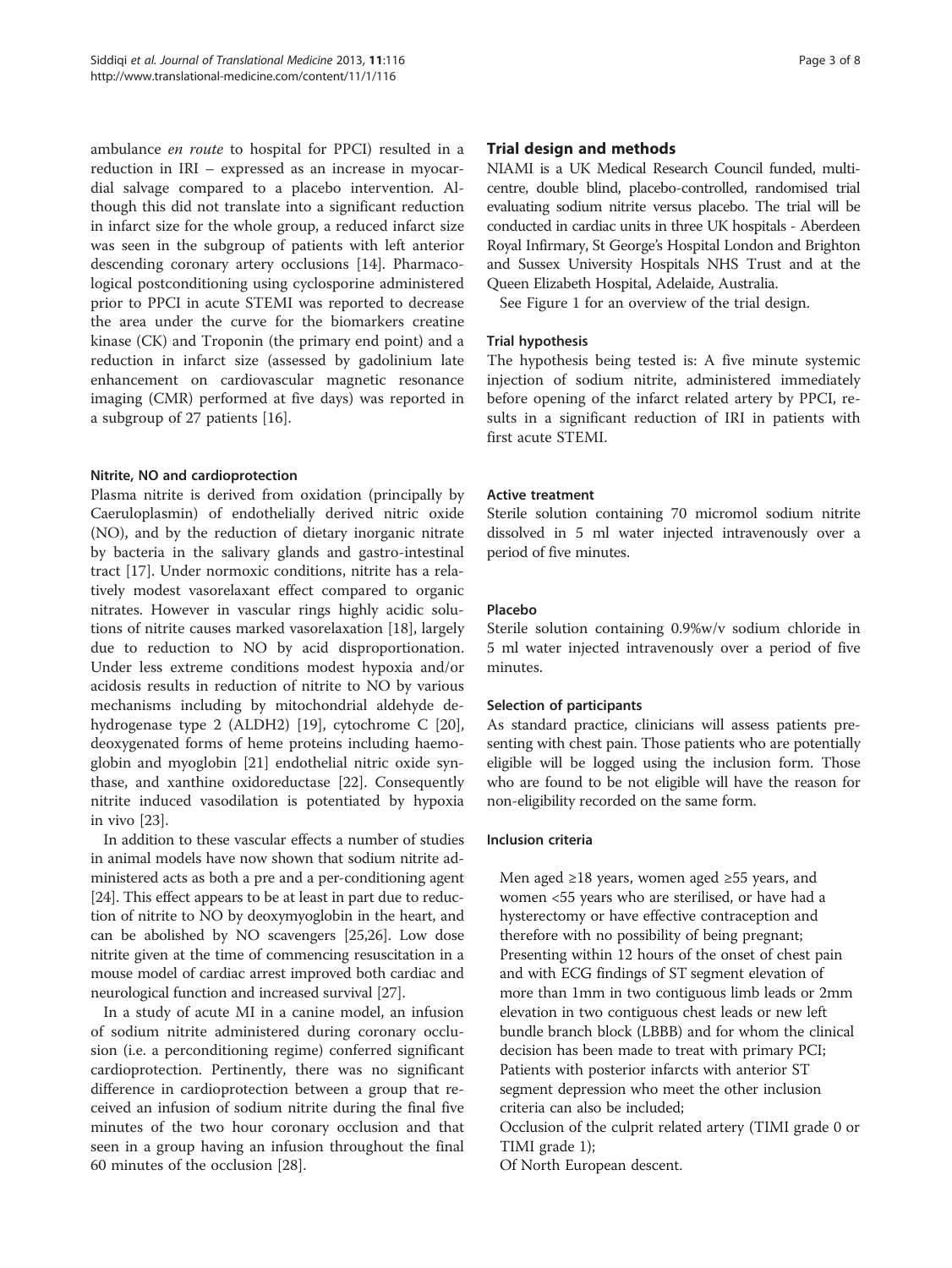ambulance *en route* to hospital for PPCI) resulted in a reduction in IRI – expressed as an increase in myocardial salvage compared to a placebo intervention. Although this did not translate into a significant reduction in infarct size for the whole group, a reduced infarct size was seen in the subgroup of patients with left anterior descending coronary artery occlusions [14]. Pharmacological postconditioning using cyclosporine administered prior to PPCI in acute STEMI was reported to decrease the area under the curve for the biomarkers creatine kinase (CK) and Troponin (the primary end point) and a reduction in infarct size (assessed by gadolinium late enhancement on cardiovascular magnetic resonance imaging (CMR) performed at five days) was reported in a subgroup of 27 patients [16].

#### Nitrite, NO and cardioprotection

Plasma nitrite is derived from oxidation (principally by Caeruloplasmin) of endothelially derived nitric oxide (NO), and by the reduction of dietary inorganic nitrate by bacteria in the salivary glands and gastro-intestinal tract [17]. Under normoxic conditions, nitrite has a relatively modest vasorelaxant effect compared to organic nitrates. However in vascular rings highly acidic solutions of nitrite causes marked vasorelaxation [18], largely due to reduction to NO by acid disproportionation. Under less extreme conditions modest hypoxia and/or acidosis results in reduction of nitrite to NO by various mechanisms including by mitochondrial aldehyde dehydrogenase type 2 (ALDH2) [19], cytochrome C [20], deoxygenated forms of heme proteins including haemoglobin and myoglobin [21] endothelial nitric oxide synthase, and xanthine oxidoreductase [22]. Consequently nitrite induced vasodilation is potentiated by hypoxia in vivo [23].

In addition to these vascular effects a number of studies in animal models have now shown that sodium nitrite administered acts as both a pre and a per-conditioning agent [24]. This effect appears to be at least in part due to reduction of nitrite to NO by deoxymyoglobin in the heart, and can be abolished by NO scavengers [25,26]. Low dose nitrite given at the time of commencing resuscitation in a mouse model of cardiac arrest improved both cardiac and neurological function and increased survival [27].

In a study of acute MI in a canine model, an infusion of sodium nitrite administered during coronary occlusion (i.e. a perconditioning regime) conferred significant cardioprotection. Pertinently, there was no significant difference in cardioprotection between a group that received an infusion of sodium nitrite during the final five minutes of the two hour coronary occlusion and that seen in a group having an infusion throughout the final 60 minutes of the occlusion [28].

## Trial design and methods

NIAMI is a UK Medical Research Council funded, multicentre, double blind, placebo-controlled, randomised trial evaluating sodium nitrite versus placebo. The trial will be conducted in cardiac units in three UK hospitals - Aberdeen Royal Infirmary, St George's Hospital London and Brighton and Sussex University Hospitals NHS Trust and at the Queen Elizabeth Hospital, Adelaide, Australia.

See Figure 1 for an overview of the trial design.

#### Trial hypothesis

The hypothesis being tested is: A five minute systemic injection of sodium nitrite, administered immediately before opening of the infarct related artery by PPCI, results in a significant reduction of IRI in patients with first acute STEMI.

#### Active treatment

Sterile solution containing 70 micromol sodium nitrite dissolved in 5 ml water injected intravenously over a period of five minutes.

#### Placebo

Sterile solution containing 0.9%w/v sodium chloride in 5 ml water injected intravenously over a period of five minutes.

#### Selection of participants

As standard practice, clinicians will assess patients presenting with chest pain. Those patients who are potentially eligible will be logged using the inclusion form. Those who are found to be not eligible will have the reason for non-eligibility recorded on the same form.

#### Inclusion criteria

Men aged ≥18 years, women aged ≥55 years, and women <55 years who are sterilised, or have had a hysterectomy or have effective contraception and therefore with no possibility of being pregnant;
Presenting within 12 hours of the onset of chest pain and with ECG findings of ST segment elevation of more than 1mm in two contiguous limb leads or 2mm elevation in two contiguous chest leads or new left bundle branch block (LBBB) and for whom the clinical decision has been made to treat with primary PCI;
Patients with posterior infarcts with anterior ST segment depression who meet the other inclusion criteria can also be included;
Occlusion of the culprit related artery (TIMI grade 0 or TIMI grade 1);
Of North European descent.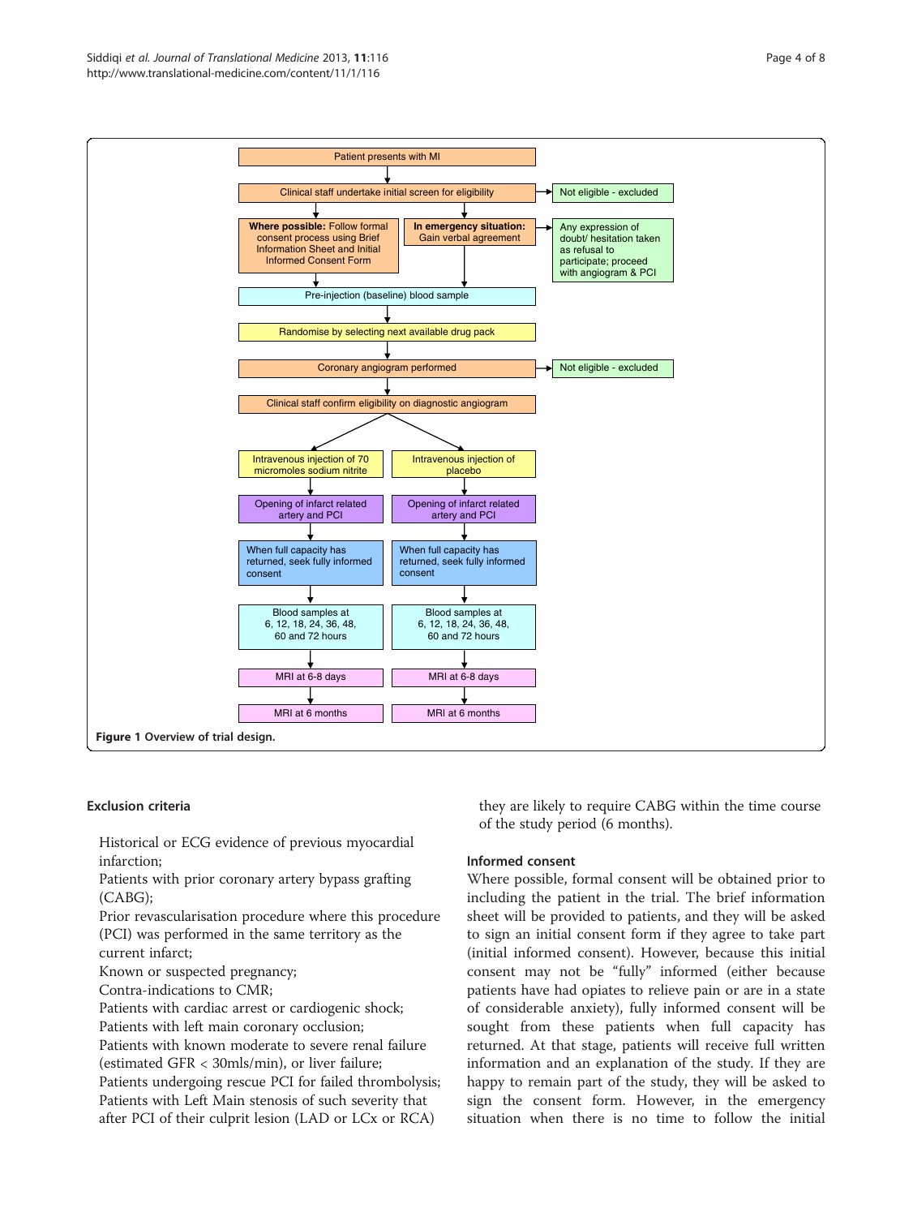Figure 1 Overview of trial design.

### Exclusion criteria

Historical or ECG evidence of previous myocardial infarction;
Patients with prior coronary artery bypass grafting (CABG);
Prior revascularisation procedure where this procedure (PCI) was performed in the same territory as the current infarct;
Known or suspected pregnancy;
Contra-indications to CMR;
Patients with cardiac arrest or cardiogenic shock;
Patients with left main coronary occlusion;
Patients with known moderate to severe renal failure (estimated GFR < 30mls/min), or liver failure;
Patients undergoing rescue PCI for failed thrombolysis;
Patients with Left Main stenosis of such severity that after PCI of their culprit lesion (LAD or LCx or RCA) they are likely to require CABG within the time course of the study period (6 months).

### Informed consent

Where possible, formal consent will be obtained prior to including the patient in the trial. The brief information sheet will be provided to patients, and they will be asked to sign an initial consent form if they agree to take part (initial informed consent). However, because this initial consent may not be "fully" informed (either because patients have had opiates to relieve pain or are in a state of considerable anxiety), fully informed consent will be sought from these patients when full capacity has returned. At that stage, patients will receive full written information and an explanation of the study. If they are happy to remain part of the study, they will be asked to sign the consent form. However, in the emergency situation when there is no time to follow the initial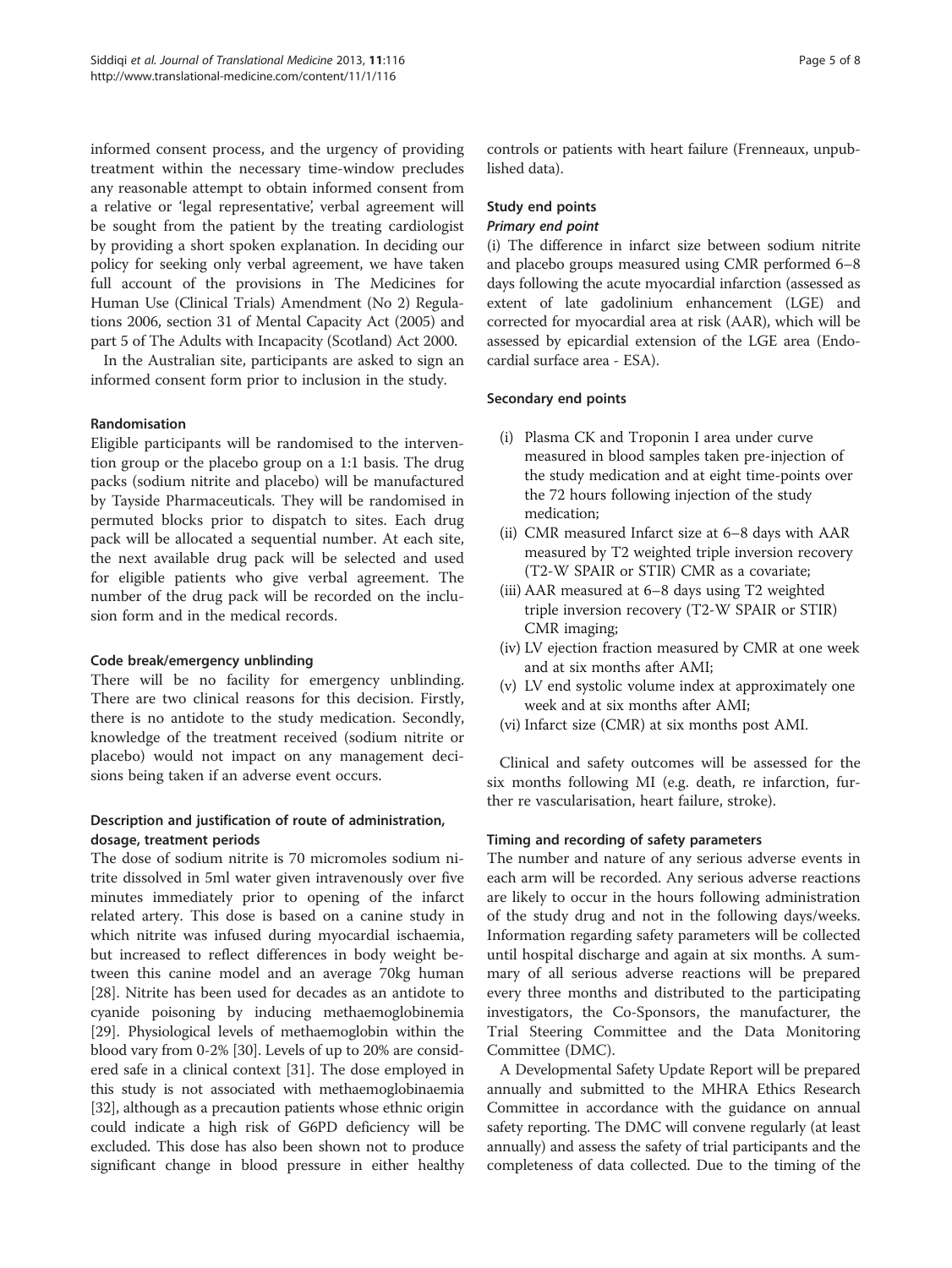informed consent process, and the urgency of providing treatment within the necessary time-window precludes any reasonable attempt to obtain informed consent from a relative or 'legal representative', verbal agreement will be sought from the patient by the treating cardiologist by providing a short spoken explanation. In deciding our policy for seeking only verbal agreement, we have taken full account of the provisions in The Medicines for Human Use (Clinical Trials) Amendment (No 2) Regulations 2006, section 31 of Mental Capacity Act (2005) and part 5 of The Adults with Incapacity (Scotland) Act 2000.

In the Australian site, participants are asked to sign an informed consent form prior to inclusion in the study.

#### Randomisation

Eligible participants will be randomised to the intervention group or the placebo group on a 1:1 basis. The drug packs (sodium nitrite and placebo) will be manufactured by Tayside Pharmaceuticals. They will be randomised in permuted blocks prior to dispatch to sites. Each drug pack will be allocated a sequential number. At each site, the next available drug pack will be selected and used for eligible patients who give verbal agreement. The number of the drug pack will be recorded on the inclusion form and in the medical records.

#### Code break/emergency unblinding

There will be no facility for emergency unblinding. There are two clinical reasons for this decision. Firstly, there is no antidote to the study medication. Secondly, knowledge of the treatment received (sodium nitrite or placebo) would not impact on any management decisions being taken if an adverse event occurs.

#### Description and justification of route of administration, dosage, treatment periods

The dose of sodium nitrite is 70 micromoles sodium nitrite dissolved in 5ml water given intravenously over five minutes immediately prior to opening of the infarct related artery. This dose is based on a canine study in which nitrite was infused during myocardial ischaemia, but increased to reflect differences in body weight between this canine model and an average 70kg human [28]. Nitrite has been used for decades as an antidote to cyanide poisoning by inducing methaemoglobinemia [29]. Physiological levels of methaemoglobin within the blood vary from 0-2% [30]. Levels of up to 20% are considered safe in a clinical context [31]. The dose employed in this study is not associated with methaemoglobinaemia [32], although as a precaution patients whose ethnic origin could indicate a high risk of G6PD deficiency will be excluded. This dose has also been shown not to produce significant change in blood pressure in either healthy controls or patients with heart failure (Frenneaux, unpublished data).

#### Study end points

##### *Primary end point*

(i) The difference in infarct size between sodium nitrite and placebo groups measured using CMR performed 6–8 days following the acute myocardial infarction (assessed as extent of late gadolinium enhancement (LGE) and corrected for myocardial area at risk (AAR), which will be assessed by epicardial extension of the LGE area (Endocardial surface area - ESA).

#### Secondary end points

(i) Plasma CK and Troponin I area under curve measured in blood samples taken pre-injection of the study medication and at eight time-points over the 72 hours following injection of the study medication;
(ii) CMR measured Infarct size at 6–8 days with AAR measured by T2 weighted triple inversion recovery (T2-W SPAIR or STIR) CMR as a covariate;
(iii) AAR measured at 6–8 days using T2 weighted triple inversion recovery (T2-W SPAIR or STIR) CMR imaging;
(iv) LV ejection fraction measured by CMR at one week and at six months after AMI;
(v) LV end systolic volume index at approximately one week and at six months after AMI;
(vi) Infarct size (CMR) at six months post AMI.

Clinical and safety outcomes will be assessed for the six months following MI (e.g. death, re infarction, further re vascularisation, heart failure, stroke).

#### Timing and recording of safety parameters

The number and nature of any serious adverse events in each arm will be recorded. Any serious adverse reactions are likely to occur in the hours following administration of the study drug and not in the following days/weeks. Information regarding safety parameters will be collected until hospital discharge and again at six months. A summary of all serious adverse reactions will be prepared every three months and distributed to the participating investigators, the Co-Sponsors, the manufacturer, the Trial Steering Committee and the Data Monitoring Committee (DMC).

A Developmental Safety Update Report will be prepared annually and submitted to the MHRA Ethics Research Committee in accordance with the guidance on annual safety reporting. The DMC will convene regularly (at least annually) and assess the safety of trial participants and the completeness of data collected. Due to the timing of the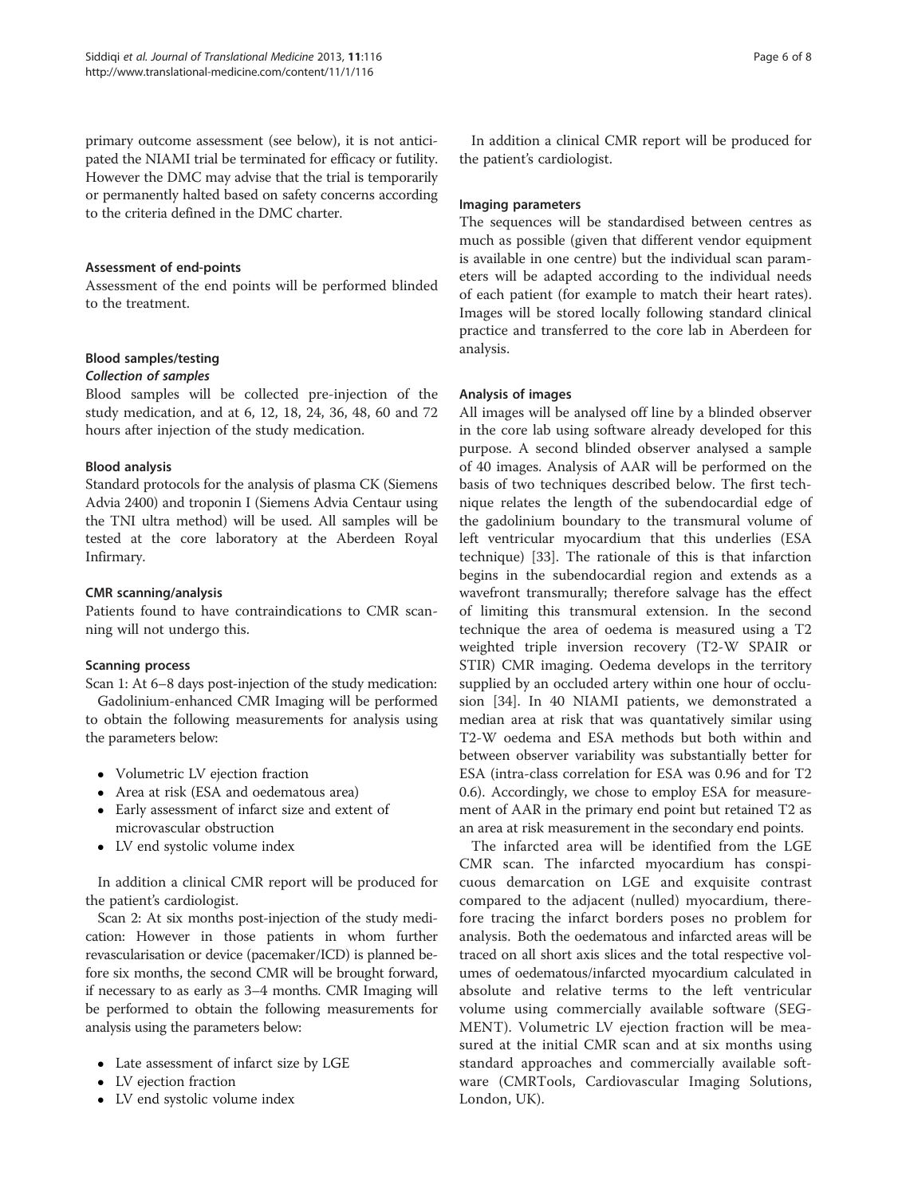primary outcome assessment (see below), it is not anticipated the NIAMI trial be terminated for efficacy or futility. However the DMC may advise that the trial is temporarily or permanently halted based on safety concerns according to the criteria defined in the DMC charter.

### Assessment of end-points

Assessment of the end points will be performed blinded to the treatment.

### Blood samples/testing

#### *Collection of samples*

Blood samples will be collected pre-injection of the study medication, and at 6, 12, 18, 24, 36, 48, 60 and 72 hours after injection of the study medication.

### Blood analysis

Standard protocols for the analysis of plasma CK (Siemens Advia 2400) and troponin I (Siemens Advia Centaur using the TNI ultra method) will be used. All samples will be tested at the core laboratory at the Aberdeen Royal Infirmary.

### CMR scanning/analysis

Patients found to have contraindications to CMR scanning will not undergo this.

### Scanning process

Scan 1: At 6–8 days post-injection of the study medication:

Gadolinium-enhanced CMR Imaging will be performed to obtain the following measurements for analysis using the parameters below:

- Volumetric LV ejection fraction
- Area at risk (ESA and oedematous area)
- Early assessment of infarct size and extent of microvascular obstruction
- LV end systolic volume index

In addition a clinical CMR report will be produced for the patient's cardiologist.

Scan 2: At six months post-injection of the study medication: However in those patients in whom further revascularisation or device (pacemaker/ICD) is planned before six months, the second CMR will be brought forward, if necessary to as early as 3–4 months. CMR Imaging will be performed to obtain the following measurements for analysis using the parameters below:

- Late assessment of infarct size by LGE
- LV ejection fraction
- LV end systolic volume index

In addition a clinical CMR report will be produced for the patient's cardiologist.

### Imaging parameters

The sequences will be standardised between centres as much as possible (given that different vendor equipment is available in one centre) but the individual scan parameters will be adapted according to the individual needs of each patient (for example to match their heart rates). Images will be stored locally following standard clinical practice and transferred to the core lab in Aberdeen for analysis.

### Analysis of images

All images will be analysed off line by a blinded observer in the core lab using software already developed for this purpose. A second blinded observer analysed a sample of 40 images. Analysis of AAR will be performed on the basis of two techniques described below. The first technique relates the length of the subendocardial edge of the gadolinium boundary to the transmural volume of left ventricular myocardium that this underlies (ESA technique) [33]. The rationale of this is that infarction begins in the subendocardial region and extends as a wavefront transmurally; therefore salvage has the effect of limiting this transmural extension. In the second technique the area of oedema is measured using a T2 weighted triple inversion recovery (T2-W SPAIR or STIR) CMR imaging. Oedema develops in the territory supplied by an occluded artery within one hour of occlusion [34]. In 40 NIAMI patients, we demonstrated a median area at risk that was quantatively similar using T2-W oedema and ESA methods but both within and between observer variability was substantially better for ESA (intra-class correlation for ESA was 0.96 and for T2 0.6). Accordingly, we chose to employ ESA for measurement of AAR in the primary end point but retained T2 as an area at risk measurement in the secondary end points.

The infarcted area will be identified from the LGE CMR scan. The infarcted myocardium has conspicuous demarcation on LGE and exquisite contrast compared to the adjacent (nulled) myocardium, therefore tracing the infarct borders poses no problem for analysis. Both the oedematous and infarcted areas will be traced on all short axis slices and the total respective volumes of oedematous/infarcted myocardium calculated in absolute and relative terms to the left ventricular volume using commercially available software (SEGMENT). Volumetric LV ejection fraction will be measured at the initial CMR scan and at six months using standard approaches and commercially available software (CMRTools, Cardiovascular Imaging Solutions, London, UK).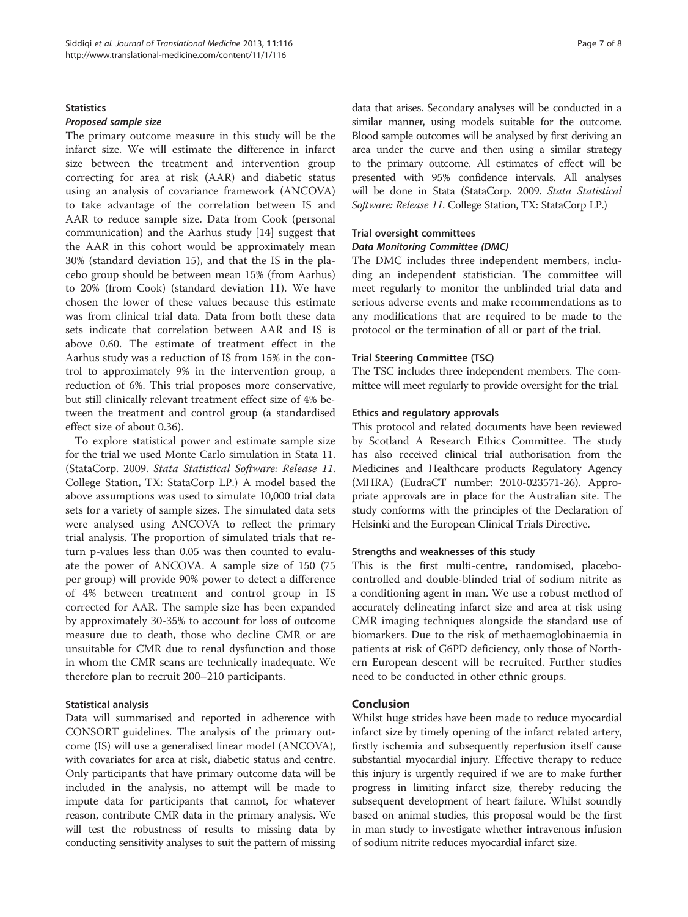### Statistics

#### *Proposed sample size*

The primary outcome measure in this study will be the infarct size. We will estimate the difference in infarct size between the treatment and intervention group correcting for area at risk (AAR) and diabetic status using an analysis of covariance framework (ANCOVA) to take advantage of the correlation between IS and AAR to reduce sample size. Data from Cook (personal communication) and the Aarhus study [14] suggest that the AAR in this cohort would be approximately mean 30% (standard deviation 15), and that the IS in the placebo group should be between mean 15% (from Aarhus) to 20% (from Cook) (standard deviation 11). We have chosen the lower of these values because this estimate was from clinical trial data. Data from both these data sets indicate that correlation between AAR and IS is above 0.60. The estimate of treatment effect in the Aarhus study was a reduction of IS from 15% in the control to approximately 9% in the intervention group, a reduction of 6%. This trial proposes more conservative, but still clinically relevant treatment effect size of 4% between the treatment and control group (a standardised effect size of about 0.36).

To explore statistical power and estimate sample size for the trial we used Monte Carlo simulation in Stata 11. (StataCorp. 2009. *Stata Statistical Software: Release 11*. College Station, TX: StataCorp LP.) A model based the above assumptions was used to simulate 10,000 trial data sets for a variety of sample sizes. The simulated data sets were analysed using ANCOVA to reflect the primary trial analysis. The proportion of simulated trials that return p-values less than 0.05 was then counted to evaluate the power of ANCOVA. A sample size of 150 (75 per group) will provide 90% power to detect a difference of 4% between treatment and control group in IS corrected for AAR. The sample size has been expanded by approximately 30-35% to account for loss of outcome measure due to death, those who decline CMR or are unsuitable for CMR due to renal dysfunction and those in whom the CMR scans are technically inadequate. We therefore plan to recruit 200–210 participants.

### Statistical analysis

Data will summarised and reported in adherence with CONSORT guidelines. The analysis of the primary outcome (IS) will use a generalised linear model (ANCOVA), with covariates for area at risk, diabetic status and centre. Only participants that have primary outcome data will be included in the analysis, no attempt will be made to impute data for participants that cannot, for whatever reason, contribute CMR data in the primary analysis. We will test the robustness of results to missing data by conducting sensitivity analyses to suit the pattern of missing data that arises. Secondary analyses will be conducted in a similar manner, using models suitable for the outcome. Blood sample outcomes will be analysed by first deriving an area under the curve and then using a similar strategy to the primary outcome. All estimates of effect will be presented with 95% confidence intervals. All analyses will be done in Stata (StataCorp. 2009. *Stata Statistical Software: Release 11*. College Station, TX: StataCorp LP.)

### Trial oversight committees

#### *Data Monitoring Committee (DMC)*

The DMC includes three independent members, including an independent statistician. The committee will meet regularly to monitor the unblinded trial data and serious adverse events and make recommendations as to any modifications that are required to be made to the protocol or the termination of all or part of the trial.

### Trial Steering Committee (TSC)

The TSC includes three independent members. The committee will meet regularly to provide oversight for the trial.

### Ethics and regulatory approvals

This protocol and related documents have been reviewed by Scotland A Research Ethics Committee. The study has also received clinical trial authorisation from the Medicines and Healthcare products Regulatory Agency (MHRA) (EudraCT number: 2010-023571-26). Appropriate approvals are in place for the Australian site. The study conforms with the principles of the Declaration of Helsinki and the European Clinical Trials Directive.

### Strengths and weaknesses of this study

This is the first multi-centre, randomised, placebo-controlled and double-blinded trial of sodium nitrite as a conditioning agent in man. We use a robust method of accurately delineating infarct size and area at risk using CMR imaging techniques alongside the standard use of biomarkers. Due to the risk of methaemoglobinaemia in patients at risk of G6PD deficiency, only those of Northern European descent will be recruited. Further studies need to be conducted in other ethnic groups.

## Conclusion

Whilst huge strides have been made to reduce myocardial infarct size by timely opening of the infarct related artery, firstly ischemia and subsequently reperfusion itself cause substantial myocardial injury. Effective therapy to reduce this injury is urgently required if we are to make further progress in limiting infarct size, thereby reducing the subsequent development of heart failure. Whilst soundly based on animal studies, this proposal would be the first in man study to investigate whether intravenous infusion of sodium nitrite reduces myocardial infarct size.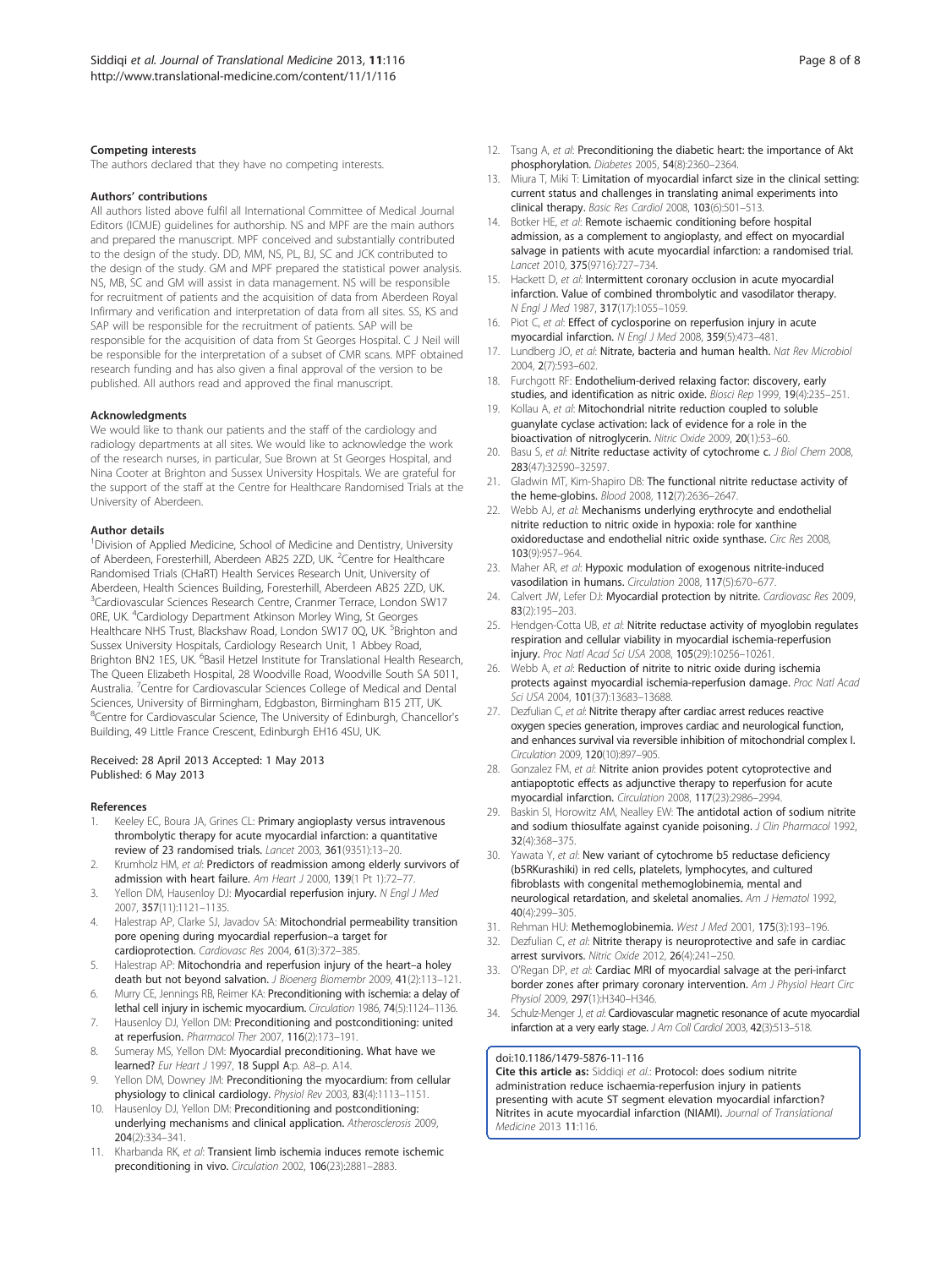### Competing interests

The authors declared that they have no competing interests.

### Authors' contributions

All authors listed above fulfil all International Committee of Medical Journal Editors (ICMJE) guidelines for authorship. NS and MPF are the main authors and prepared the manuscript. MPF conceived and substantially contributed to the design of the study. DD, MM, NS, PL, BJ, SC and JCK contributed to the design of the study. GM and MPF prepared the statistical power analysis. NS, MB, SC and GM will assist in data management. NS will be responsible for recruitment of patients and the acquisition of data from Aberdeen Royal Infirmary and verification and interpretation of data from all sites. SS, KS and SAP will be responsible for the recruitment of patients. SAP will be responsible for the acquisition of data from St Georges Hospital. C J Neil will be responsible for the interpretation of a subset of CMR scans. MPF obtained research funding and has also given a final approval of the version to be published. All authors read and approved the final manuscript.

### Acknowledgments

We would like to thank our patients and the staff of the cardiology and radiology departments at all sites. We would like to acknowledge the work of the research nurses, in particular, Sue Brown at St Georges Hospital, and Nina Cooter at Brighton and Sussex University Hospitals. We are grateful for the support of the staff at the Centre for Healthcare Randomised Trials at the University of Aberdeen.

### Author details

[1]Division of Applied Medicine, School of Medicine and Dentistry, University of Aberdeen, Foresterhill, Aberdeen AB25 2ZD, UK. [2]Centre for Healthcare Randomised Trials (CHaRT) Health Services Research Unit, University of Aberdeen, Health Sciences Building, Foresterhill, Aberdeen AB25 2ZD, UK. [3]Cardiovascular Sciences Research Centre, Cranmer Terrace, London SW17 0RE, UK. [4]Cardiology Department Atkinson Morley Wing, St Georges Healthcare NHS Trust, Blackshaw Road, London SW17 0Q, UK. [5]Brighton and Sussex University Hospitals, Cardiology Research Unit, 1 Abbey Road, Brighton BN2 1ES, UK. [6]Basil Hetzel Institute for Translational Health Research, The Queen Elizabeth Hospital, 28 Woodville Road, Woodville South SA 5011, Australia. [7]Centre for Cardiovascular Sciences College of Medical and Dental Sciences, University of Birmingham, Edgbaston, Birmingham B15 2TT, UK. [8]Centre for Cardiovascular Science, The University of Edinburgh, Chancellor's Building, 49 Little France Crescent, Edinburgh EH16 4SU, UK.

Received: 28 April 2013 Accepted: 1 May 2013
Published: 6 May 2013

### References

1. Keeley EC, Boura JA, Grines CL: **Primary angioplasty versus intravenous thrombolytic therapy for acute myocardial infarction: a quantitative review of 23 randomised trials.** *Lancet* 2003, **361**(9351):13–20.
2. Krumholz HM, *et al*: **Predictors of readmission among elderly survivors of admission with heart failure.** *Am Heart J* 2000, **139**(1 Pt 1):72–77.
3. Yellon DM, Hausenloy DJ: **Myocardial reperfusion injury.** *N Engl J Med* 2007, **357**(11):1121–1135.
4. Halestrap AP, Clarke SJ, Javadov SA: **Mitochondrial permeability transition pore opening during myocardial reperfusion–a target for cardioprotection.** *Cardiovasc Res* 2004, **61**(3):372–385.
5. Halestrap AP: **Mitochondria and reperfusion injury of the heart–a holey death but not beyond salvation.** *J Bioenerg Biomembr* 2009, **41**(2):113–121.
6. Murry CE, Jennings RB, Reimer KA: **Preconditioning with ischemia: a delay of lethal cell injury in ischemic myocardium.** *Circulation* 1986, **74**(5):1124–1136.
7. Hausenloy DJ, Yellon DM: **Preconditioning and postconditioning: united at reperfusion.** *Pharmacol Ther* 2007, **116**(2):173–191.
8. Sumeray MS, Yellon DM: **Myocardial preconditioning. What have we learned?** *Eur Heart J* 1997, **18 Suppl A**:p. A8–p. A14.
9. Yellon DM, Downey JM: **Preconditioning the myocardium: from cellular physiology to clinical cardiology.** *Physiol Rev* 2003, **83**(4):1113–1151.
10. Hausenloy DJ, Yellon DM: **Preconditioning and postconditioning: underlying mechanisms and clinical application.** *Atherosclerosis* 2009, **204**(2):334–341.
11. Kharbanda RK, *et al*: **Transient limb ischemia induces remote ischemic preconditioning in vivo.** *Circulation* 2002, **106**(23):2881–2883.
12. Tsang A, *et al*: **Preconditioning the diabetic heart: the importance of Akt phosphorylation.** *Diabetes* 2005, **54**(8):2360–2364.
13. Miura T, Miki T: **Limitation of myocardial infarct size in the clinical setting: current status and challenges in translating animal experiments into clinical therapy.** *Basic Res Cardiol* 2008, **103**(6):501–513.
14. Botker HE, *et al*: **Remote ischaemic conditioning before hospital admission, as a complement to angioplasty, and effect on myocardial salvage in patients with acute myocardial infarction: a randomised trial.** *Lancet* 2010, **375**(9716):727–734.
15. Hackett D, *et al*: **Intermittent coronary occlusion in acute myocardial infarction. Value of combined thrombolytic and vasodilator therapy.** *N Engl J Med* 1987, **317**(17):1055–1059.
16. Piot C, *et al*: **Effect of cyclosporine on reperfusion injury in acute myocardial infarction.** *N Engl J Med* 2008, **359**(5):473–481.
17. Lundberg JO, *et al*: **Nitrate, bacteria and human health.** *Nat Rev Microbiol* 2004, **2**(7):593–602.
18. Furchgott RF: **Endothelium-derived relaxing factor: discovery, early studies, and identification as nitric oxide.** *Biosci Rep* 1999, **19**(4):235–251.
19. Kollau A, *et al*: **Mitochondrial nitrite reduction coupled to soluble guanylate cyclase activation: lack of evidence for a role in the bioactivation of nitroglycerin.** *Nitric Oxide* 2009, **20**(1):53–60.
20. Basu S, *et al*: **Nitrite reductase activity of cytochrome c.** *J Biol Chem* 2008, **283**(47):32590–32597.
21. Gladwin MT, Kim-Shapiro DB: **The functional nitrite reductase activity of the heme-globins.** *Blood* 2008, **112**(7):2636–2647.
22. Webb AJ, *et al*: **Mechanisms underlying erythrocyte and endothelial nitrite reduction to nitric oxide in hypoxia: role for xanthine oxidoreductase and endothelial nitric oxide synthase.** *Circ Res* 2008, **103**(9):957–964.
23. Maher AR, *et al*: **Hypoxic modulation of exogenous nitrite-induced vasodilation in humans.** *Circulation* 2008, **117**(5):670–677.
24. Calvert JW, Lefer DJ: **Myocardial protection by nitrite.** *Cardiovasc Res* 2009, **83**(2):195–203.
25. Hendgen-Cotta UB, *et al*: **Nitrite reductase activity of myoglobin regulates respiration and cellular viability in myocardial ischemia-reperfusion injury.** *Proc Natl Acad Sci USA* 2008, **105**(29):10256–10261.
26. Webb A, *et al*: **Reduction of nitrite to nitric oxide during ischemia protects against myocardial ischemia-reperfusion damage.** *Proc Natl Acad Sci USA* 2004, **101**(37):13683–13688.
27. Dezfulian C, *et al*: **Nitrite therapy after cardiac arrest reduces reactive oxygen species generation, improves cardiac and neurological function, and enhances survival via reversible inhibition of mitochondrial complex I.** *Circulation* 2009, **120**(10):897–905.
28. Gonzalez FM, *et al*: **Nitrite anion provides potent cytoprotective and antiapoptotic effects as adjunctive therapy to reperfusion for acute myocardial infarction.** *Circulation* 2008, **117**(23):2986–2994.
29. Baskin SI, Horowitz AM, Nealley EW: **The antidotal action of sodium nitrite and sodium thiosulfate against cyanide poisoning.** *J Clin Pharmacol* 1992, **32**(4):368–375.
30. Yawata Y, *et al*: **New variant of cytochrome b5 reductase deficiency (b5RKurashiki) in red cells, platelets, lymphocytes, and cultured fibroblasts with congenital methemoglobinemia, mental and neurological retardation, and skeletal anomalies.** *Am J Hematol* 1992, **40**(4):299–305.
31. Rehman HU: **Methemoglobinemia.** *West J Med* 2001, **175**(3):193–196.
32. Dezfulian C, *et al*: **Nitrite therapy is neuroprotective and safe in cardiac arrest survivors.** *Nitric Oxide* 2012, **26**(4):241–250.
33. O'Regan DP, *et al*: **Cardiac MRI of myocardial salvage at the peri-infarct border zones after primary coronary intervention.** *Am J Physiol Heart Circ Physiol* 2009, **297**(1):H340–H346.
34. Schulz-Menger J, *et al*: **Cardiovascular magnetic resonance of acute myocardial infarction at a very early stage.** *J Am Coll Cardiol* 2003, **42**(3):513–518.

doi:10.1186/1479-5876-11-116

**Cite this article as:** Siddiqi *et al.*: Protocol: does sodium nitrite administration reduce ischaemia-reperfusion injury in patients presenting with acute ST segment elevation myocardial infarction? Nitrites in acute myocardial infarction (NIAMI). *Journal of Translational Medicine* 2013 **11**:116.